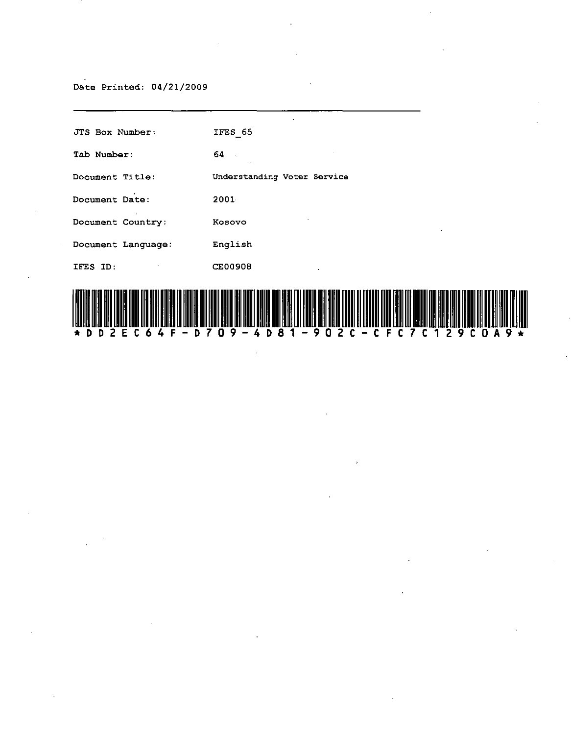Date Printed: 04/21/2009

---

| | |
|---|---|
| JTS Box Number: | IFES_65 |
| Tab Number: | 64 |
| Document Title: | Understanding Voter Service |
| Document Date: | 2001 |
| Document Country: | Kosovo |
| Document Language: | English |
| IFES ID: | CE00908 |

*DD2EC64F-D709-4D81-902C-CFC7C129C0A9*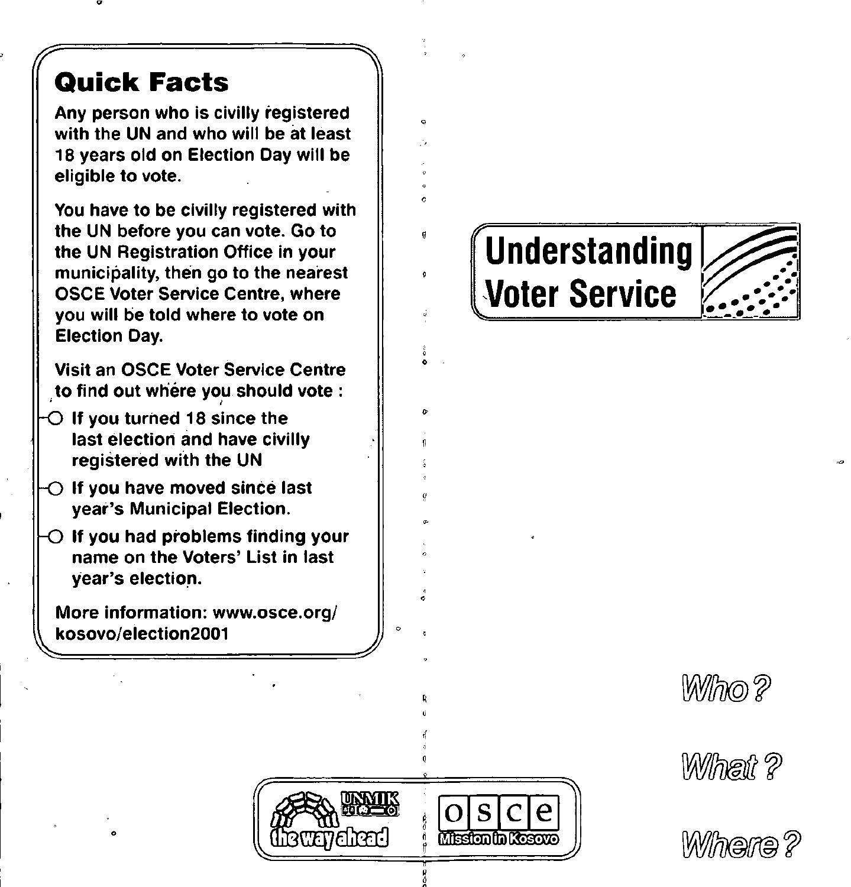## Quick Facts

Any person who is civilly registered with the UN and who will be at least 18 years old on Election Day will be eligible to vote.

You have to be civilly registered with the UN before you can vote. Go to the UN Registration Office in your municipality, then go to the nearest OSCE Voter Service Centre, where you will be told where to vote on Election Day.

Visit an OSCE Voter Service Centre to find out where you should vote :

- If you turned 18 since the last election and have civilly registered with the UN
- If you have moved since last year's Municipal Election.
- If you had problems finding your name on the Voters' List in last year's election.

More information: www.osce.org/kosovo/election2001

UNMIK the way ahead

OSCE Mission in Kosovo

# Understanding Voter Service

*Who?*

*What?*

*Where?*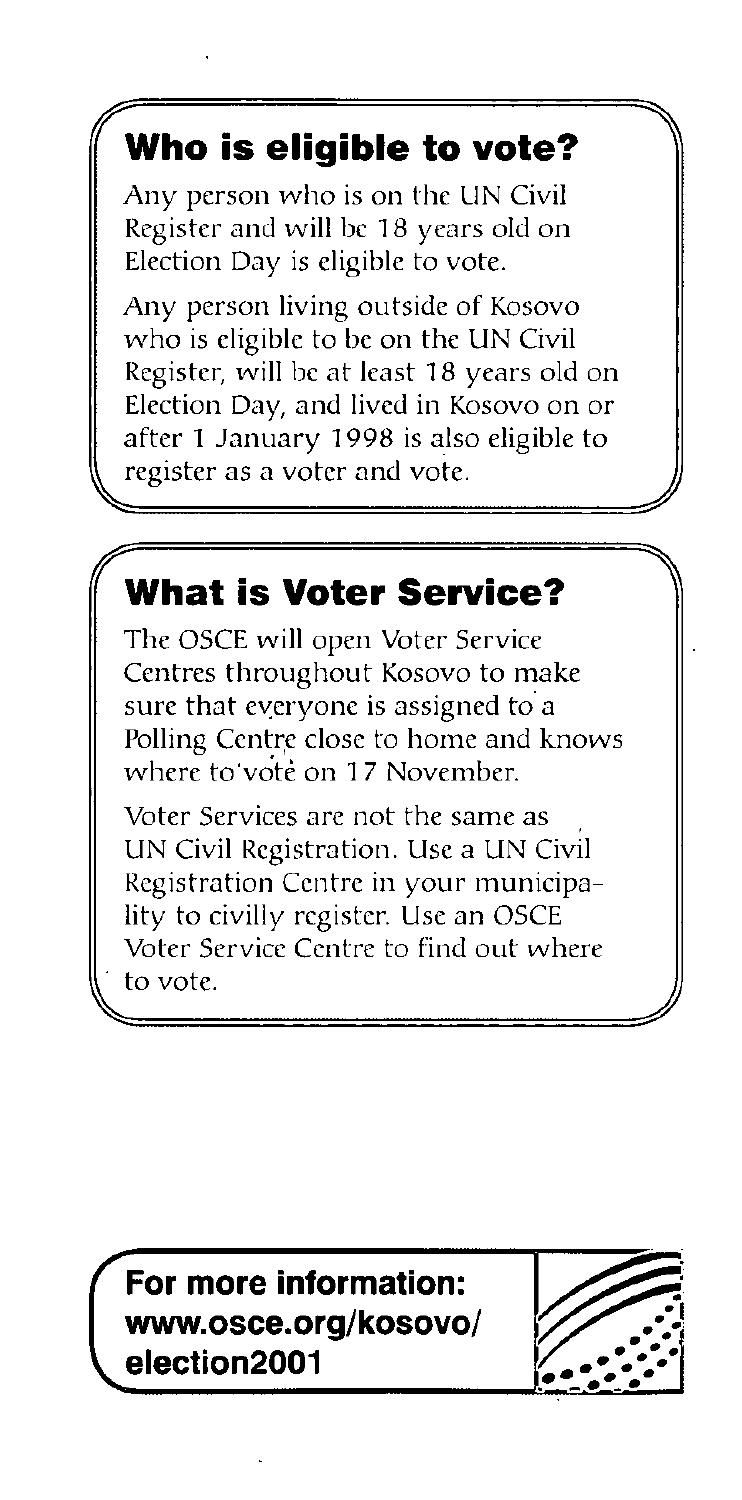## Who is eligible to vote?

Any person who is on the UN Civil Register and will be 18 years old on Election Day is eligible to vote.

Any person living outside of Kosovo who is eligible to be on the UN Civil Register, will be at least 18 years old on Election Day, and lived in Kosovo on or after 1 January 1998 is also eligible to register as a voter and vote.

## What is Voter Service?

The OSCE will open Voter Service Centres throughout Kosovo to make sure that everyone is assigned to a Polling Centre close to home and knows where to vote on 17 November.

Voter Services are not the same as UN Civil Registration. Use a UN Civil Registration Centre in your municipality to civilly register. Use an OSCE Voter Service Centre to find out where to vote.

**For more information: www.osce.org/kosovo/election2001**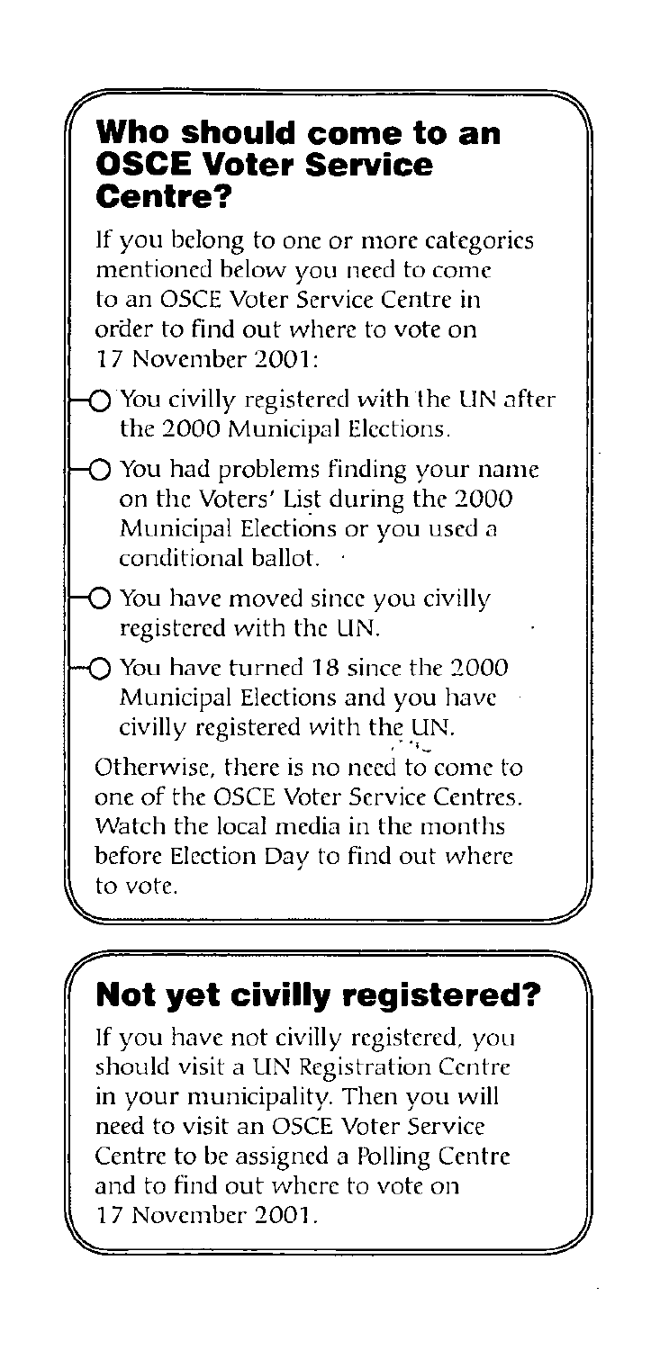## Who should come to an OSCE Voter Service Centre?

If you belong to one or more categories mentioned below you need to come to an OSCE Voter Service Centre in order to find out where to vote on 17 November 2001:

- You civilly registered with the UN after the 2000 Municipal Elections.
- You had problems finding your name on the Voters' List during the 2000 Municipal Elections or you used a conditional ballot.
- You have moved since you civilly registered with the UN.
- You have turned 18 since the 2000 Municipal Elections and you have civilly registered with the UN.

Otherwise, there is no need to come to one of the OSCE Voter Service Centres. Watch the local media in the months before Election Day to find out where to vote.

## Not yet civilly registered?

If you have not civilly registered, you should visit a UN Registration Centre in your municipality. Then you will need to visit an OSCE Voter Service Centre to be assigned a Polling Centre and to find out where to vote on 17 November 2001.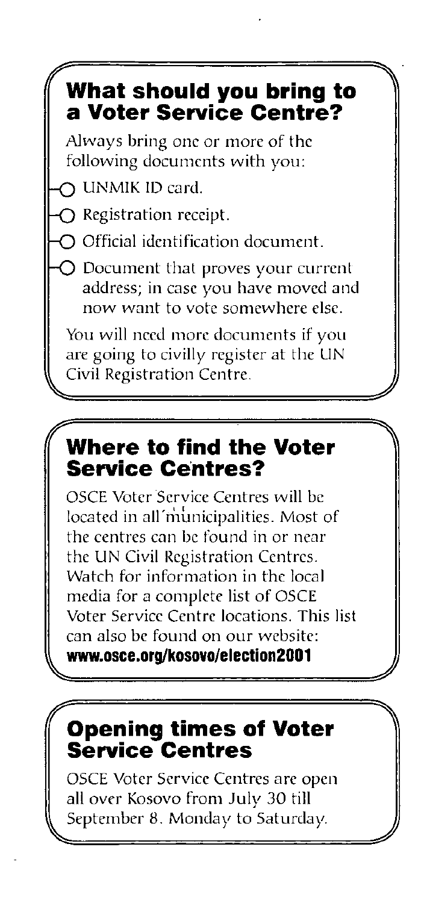## What should you bring to a Voter Service Centre?

Always bring one or more of the following documents with you:

- UNMIK ID card.
- Registration receipt.
- Official identification document.
- Document that proves your current address; in case you have moved and now want to vote somewhere else.

You will need more documents if you are going to civilly register at the UN Civil Registration Centre.

## Where to find the Voter Service Centres?

OSCE Voter Service Centres will be located in all municipalities. Most of the centres can be found in or near the UN Civil Registration Centres. Watch for information in the local media for a complete list of OSCE Voter Service Centre locations. This list can also be found on our website: **www.osce.org/kosovo/election2001**

## Opening times of Voter Service Centres

OSCE Voter Service Centres are open all over Kosovo from July 30 till September 8. Monday to Saturday.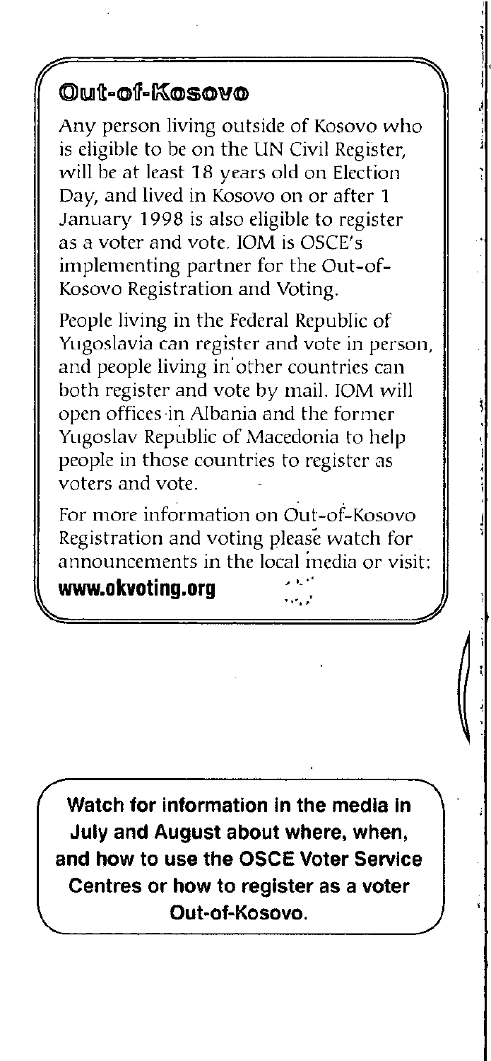## Out-of-Kosovo

Any person living outside of Kosovo who is eligible to be on the UN Civil Register, will be at least 18 years old on Election Day, and lived in Kosovo on or after 1 January 1998 is also eligible to register as a voter and vote. IOM is OSCE's implementing partner for the Out-of-Kosovo Registration and Voting.

People living in the Federal Republic of Yugoslavia can register and vote in person, and people living in other countries can both register and vote by mail. IOM will open offices in Albania and the former Yugoslav Republic of Macedonia to help people in those countries to register as voters and vote.

For more information on Out-of-Kosovo Registration and voting please watch for announcements in the local media or visit: **www.okvoting.org**

**Watch for information in the media in July and August about where, when, and how to use the OSCE Voter Service Centres or how to register as a voter Out-of-Kosovo.**